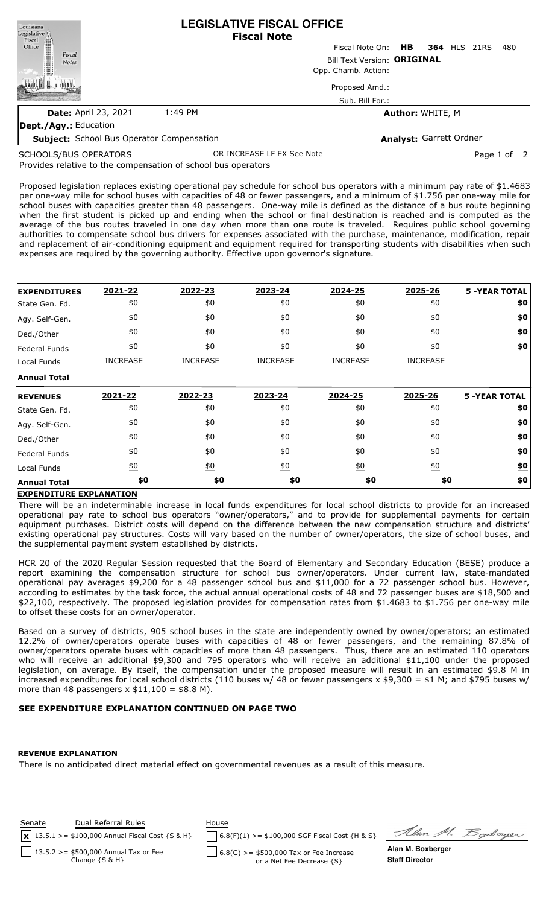# LEGISLATIVE FISCAL OFFICE
## Fiscal Note

Fiscal Note On: **HB 364** HLS 21RS 480

Bill Text Version: **ORIGINAL**

Opp. Chamb. Action:

Proposed Amd.:

Sub. Bill For.:

**Date:** April 23, 2021 1:49 PM

**Author:** WHITE, M

**Dept./Agy.:** Education

**Subject:** School Bus Operator Compensation

**Analyst:** Garrett Ordner

SCHOOLS/BUS OPERATORS OR INCREASE LF EX See Note

Provides relative to the compensation of school bus operators

Proposed legislation replaces existing operational pay schedule for school bus operators with a minimum pay rate of $1.4683 per one-way mile for school buses with capacities of 48 or fewer passengers, and a minimum of $1.756 per one-way mile for school buses with capacities greater than 48 passengers. One-way mile is defined as the distance of a bus route beginning when the first student is picked up and ending when the school or final destination is reached and is computed as the average of the bus routes traveled in one day when more than one route is traveled. Requires public school governing authorities to compensate school bus drivers for expenses associated with the purchase, maintenance, modification, repair and replacement of air-conditioning equipment and equipment required for transporting students with disabilities when such expenses are required by the governing authority. Effective upon governor's signature.

| EXPENDITURES | 2021-22 | 2022-23 | 2023-24 | 2024-25 | 2025-26 | 5 -YEAR TOTAL |
|---|---|---|---|---|---|---|
| State Gen. Fd. | $0 | $0 | $0 | $0 | $0 | $0 |
| Agy. Self-Gen. | $0 | $0 | $0 | $0 | $0 | $0 |
| Ded./Other | $0 | $0 | $0 | $0 | $0 | $0 |
| Federal Funds | $0 | $0 | $0 | $0 | $0 | $0 |
| Local Funds | INCREASE | INCREASE | INCREASE | INCREASE | INCREASE | |
| **Annual Total** | | | | | | |

| REVENUES | 2021-22 | 2022-23 | 2023-24 | 2024-25 | 2025-26 | 5 -YEAR TOTAL |
|---|---|---|---|---|---|---|
| State Gen. Fd. | $0 | $0 | $0 | $0 | $0 | $0 |
| Agy. Self-Gen. | $0 | $0 | $0 | $0 | $0 | $0 |
| Ded./Other | $0 | $0 | $0 | $0 | $0 | $0 |
| Federal Funds | $0 | $0 | $0 | $0 | $0 | $0 |
| Local Funds | $0 | $0 | $0 | $0 | $0 | $0 |
| **Annual Total** | **$0** | **$0** | **$0** | **$0** | **$0** | **$0** |

**EXPENDITURE EXPLANATION**

There will be an indeterminable increase in local funds expenditures for local school districts to provide for an increased operational pay rate to school bus operators "owner/operators," and to provide for supplemental payments for certain equipment purchases. District costs will depend on the difference between the new compensation structure and districts' existing operational pay structures. Costs will vary based on the number of owner/operators, the size of school buses, and the supplemental payment system established by districts.

HCR 20 of the 2020 Regular Session requested that the Board of Elementary and Secondary Education (BESE) produce a report examining the compensation structure for school bus owner/operators. Under current law, state-mandated operational pay averages $9,200 for a 48 passenger school bus and $11,000 for a 72 passenger school bus. However, according to estimates by the task force, the actual annual operational costs of 48 and 72 passenger buses are $18,500 and $22,100, respectively. The proposed legislation provides for compensation rates from $1.4683 to $1.756 per one-way mile to offset these costs for an owner/operator.

Based on a survey of districts, 905 school buses in the state are independently owned by owner/operators; an estimated 12.2% of owner/operators operate buses with capacities of 48 or fewer passengers, and the remaining 87.8% of owner/operators operate buses with capacities of more than 48 passengers. Thus, there are an estimated 110 operators who will receive an additional $9,300 and 795 operators who will receive an additional $11,100 under the proposed legislation, on average. By itself, the compensation under the proposed measure will result in an estimated $9.8 M in increased expenditures for local school districts (110 buses w/ 48 or fewer passengers x $9,300 = $1 M; and $795 buses w/ more than 48 passengers x $11,100 = $8.8 M).

**SEE EXPENDITURE EXPLANATION CONTINUED ON PAGE TWO**

**REVENUE EXPLANATION**

There is no anticipated direct material effect on governmental revenues as a result of this measure.

| Senate | Dual Referral Rules | House |
|---|---|---|
| [x] 13.5.1 >= $100,000 Annual Fiscal Cost {S & H} | | [ ] 6.8(F)(1) >= $100,000 SGF Fiscal Cost {H & S} |
| [ ] 13.5.2 >= $500,000 Annual Tax or Fee Change {S & H} | | [ ] 6.8(G) >= $500,000 Tax or Fee Increase or a Net Fee Decrease {S} |

**Alan M. Boxberger**
**Staff Director**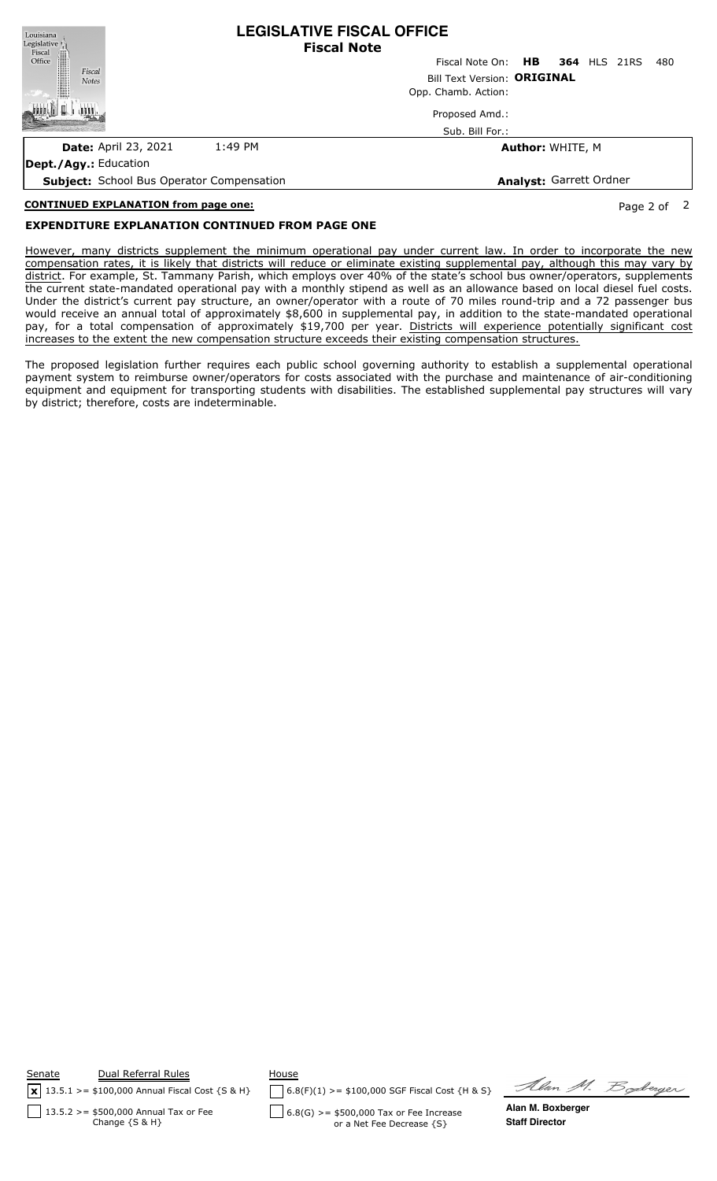# LEGISLATIVE FISCAL OFFICE
## Fiscal Note

Fiscal Note On: **HB 364** HLS 21RS 480

Bill Text Version: **ORIGINAL**

Opp. Chamb. Action:

Proposed Amd.:

Sub. Bill For.:

**Date:** April 23, 2021 1:49 PM

**Author:** WHITE, M

**Dept./Agy.:** Education

**Subject:** School Bus Operator Compensation

**Analyst:** Garrett Ordner

**CONTINUED EXPLANATION from page one:**

**EXPENDITURE EXPLANATION CONTINUED FROM PAGE ONE**

However, many districts supplement the minimum operational pay under current law. In order to incorporate the new compensation rates, it is likely that districts will reduce or eliminate existing supplemental pay, although this may vary by district. For example, St. Tammany Parish, which employs over 40% of the state's school bus owner/operators, supplements the current state-mandated operational pay with a monthly stipend as well as an allowance based on local diesel fuel costs. Under the district's current pay structure, an owner/operator with a route of 70 miles round-trip and a 72 passenger bus would receive an annual total of approximately $8,600 in supplemental pay, in addition to the state-mandated operational pay, for a total compensation of approximately $19,700 per year. Districts will experience potentially significant cost increases to the extent the new compensation structure exceeds their existing compensation structures.

The proposed legislation further requires each public school governing authority to establish a supplemental operational payment system to reimburse owner/operators for costs associated with the purchase and maintenance of air-conditioning equipment and equipment for transporting students with disabilities. The established supplemental pay structures will vary by district; therefore, costs are indeterminable.

**Senate** — Dual Referral Rules

[x] 13.5.1 >= $100,000 Annual Fiscal Cost {S & H}

[ ] 13.5.2 >= $500,000 Annual Tax or Fee Change {S & H}

**House**

[ ] 6.8(F)(1) >= $100,000 SGF Fiscal Cost {H & S}

[ ] 6.8(G) >= $500,000 Tax or Fee Increase or a Net Fee Decrease {S}

**Alan M. Boxberger**
**Staff Director**